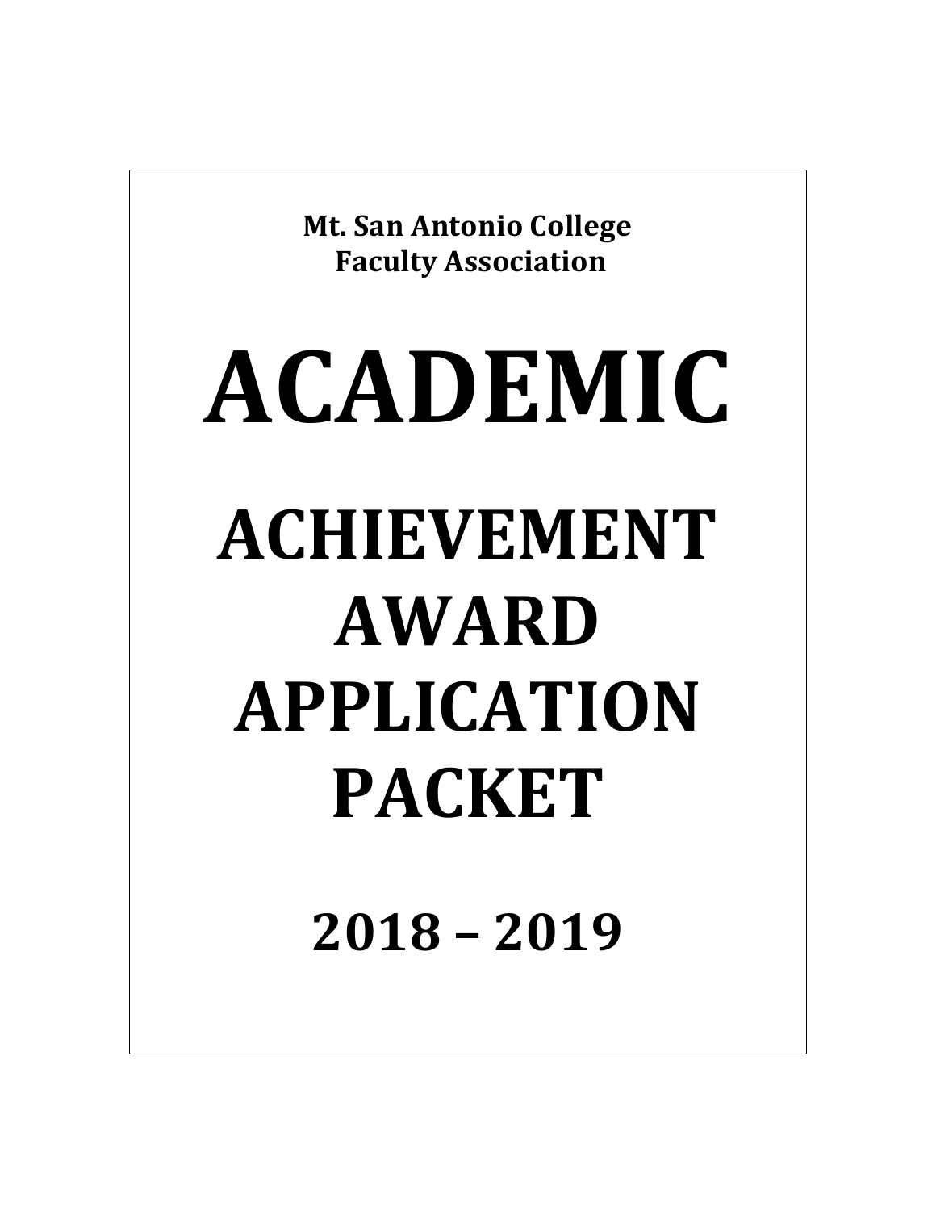**Mt. San Antonio College**
**Faculty Association**

# ACADEMIC

# ACHIEVEMENT AWARD APPLICATION PACKET

## 2018 – 2019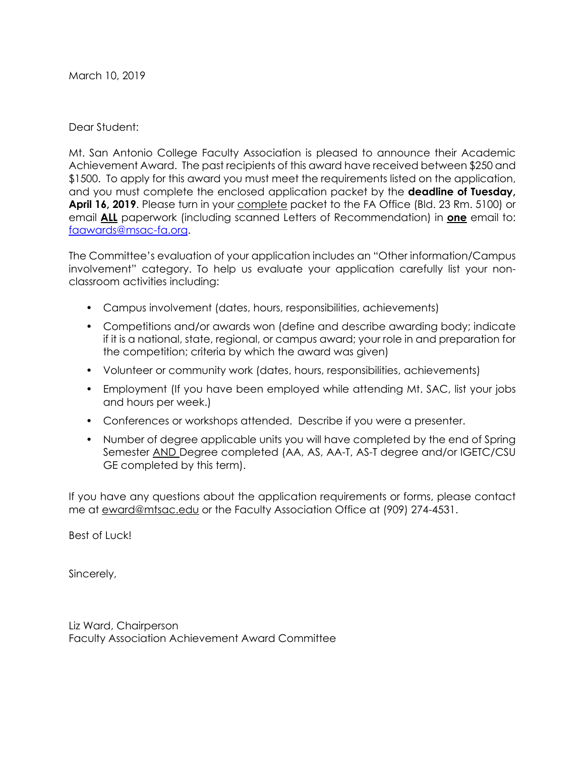March 10, 2019

Dear Student:

Mt. San Antonio College Faculty Association is pleased to announce their Academic Achievement Award. The past recipients of this award have received between $250 and $1500. To apply for this award you must meet the requirements listed on the application, and you must complete the enclosed application packet by the **deadline of Tuesday, April 16, 2019**. Please turn in your complete packet to the FA Office (Bld. 23 Rm. 5100) or email **ALL** paperwork (including scanned Letters of Recommendation) in **one** email to: [faawards@msac-fa.org](mailto:faawards@msac-fa.org).

The Committee's evaluation of your application includes an "Other information/Campus involvement" category. To help us evaluate your application carefully list your non-classroom activities including:

- Campus involvement (dates, hours, responsibilities, achievements)
- Competitions and/or awards won (define and describe awarding body; indicate if it is a national, state, regional, or campus award; your role in and preparation for the competition; criteria by which the award was given)
- Volunteer or community work (dates, hours, responsibilities, achievements)
- Employment (If you have been employed while attending Mt. SAC, list your jobs and hours per week.)
- Conferences or workshops attended. Describe if you were a presenter.
- Number of degree applicable units you will have completed by the end of Spring Semester AND Degree completed (AA, AS, AA-T, AS-T degree and/or IGETC/CSU GE completed by this term).

If you have any questions about the application requirements or forms, please contact me at eward@mtsac.edu or the Faculty Association Office at (909) 274-4531.

Best of Luck!

Sincerely,

Liz Ward, Chairperson
Faculty Association Achievement Award Committee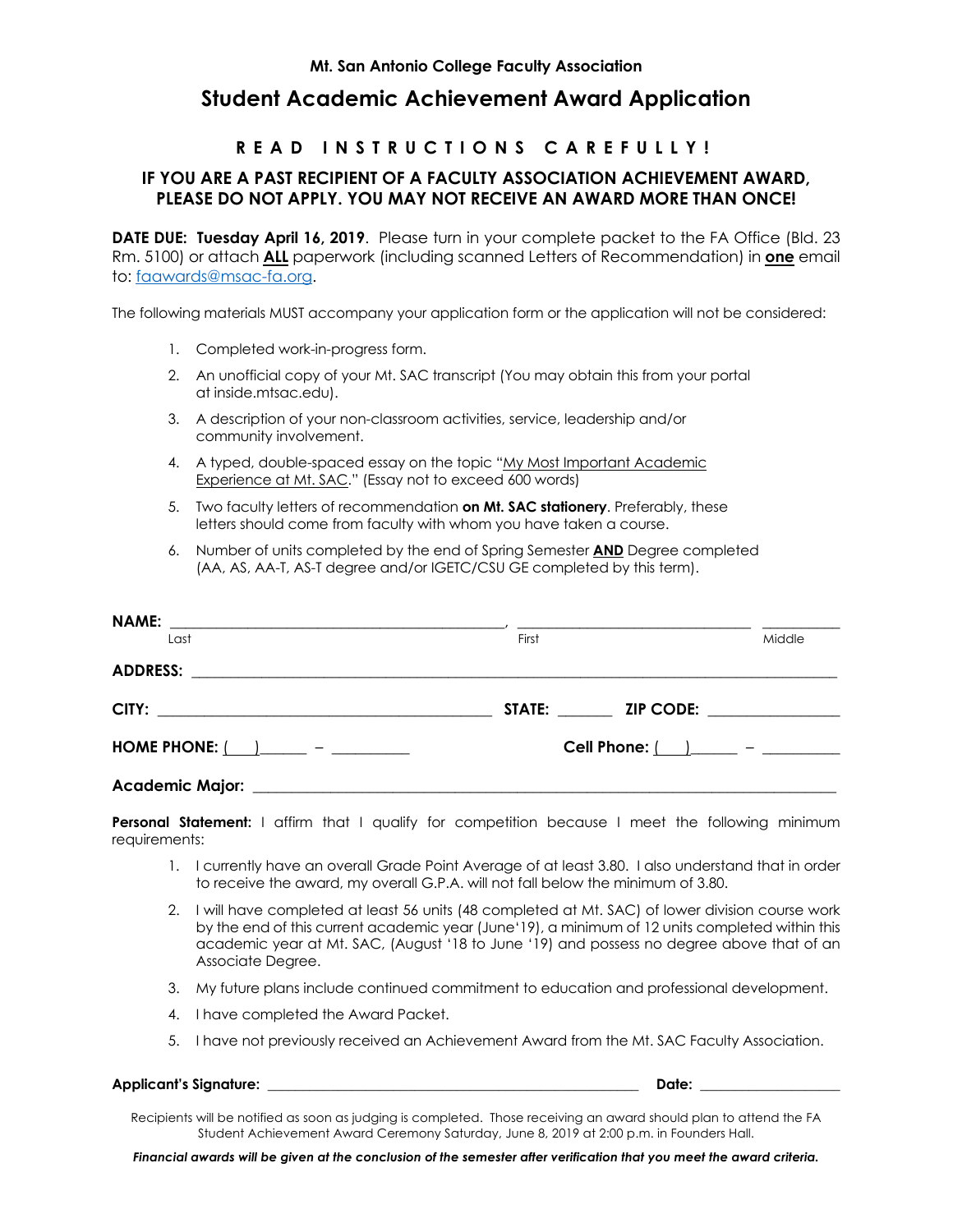**Mt. San Antonio College Faculty Association**

# Student Academic Achievement Award Application

## R E A D   I N S T R U C T I O N S   C A R E F U L L Y !

### IF YOU ARE A PAST RECIPIENT OF A FACULTY ASSOCIATION ACHIEVEMENT AWARD, PLEASE DO NOT APPLY. YOU MAY NOT RECEIVE AN AWARD MORE THAN ONCE!

**DATE DUE: Tuesday April 16, 2019**. Please turn in your complete packet to the FA Office (Bld. 23 Rm. 5100) or attach **ALL** paperwork (including scanned Letters of Recommendation) in **one** email to: faawards@msac-fa.org.

The following materials MUST accompany your application form or the application will not be considered:

1. Completed work-in-progress form.
2. An unofficial copy of your Mt. SAC transcript (You may obtain this from your portal at inside.mtsac.edu).
3. A description of your non-classroom activities, service, leadership and/or community involvement.
4. A typed, double-spaced essay on the topic "My Most Important Academic Experience at Mt. SAC." (Essay not to exceed 600 words)
5. Two faculty letters of recommendation **on Mt. SAC stationery**. Preferably, these letters should come from faculty with whom you have taken a course.
6. Number of units completed by the end of Spring Semester **AND** Degree completed (AA, AS, AA-T, AS-T degree and/or IGETC/CSU GE completed by this term).

**NAME:** ______________________________, ______________________ __________
Last                                                            First                                        Middle

**ADDRESS:** ____________________________________________________________

**CITY:** ______________________________ **STATE:** ______ **ZIP CODE:** ______________

**HOME PHONE:** (___)______ – _________          **Cell Phone:** (___)______ – _________

**Academic Major:** _______________________________________________________

**Personal Statement:** I affirm that I qualify for competition because I meet the following minimum requirements:

1. I currently have an overall Grade Point Average of at least 3.80. I also understand that in order to receive the award, my overall G.P.A. will not fall below the minimum of 3.80.
2. I will have completed at least 56 units (48 completed at Mt. SAC) of lower division course work by the end of this current academic year (June'19), a minimum of 12 units completed within this academic year at Mt. SAC, (August '18 to June '19) and possess no degree above that of an Associate Degree.
3. My future plans include continued commitment to education and professional development.
4. I have completed the Award Packet.
5. I have not previously received an Achievement Award from the Mt. SAC Faculty Association.

**Applicant's Signature:** ______________________________________ **Date:** ______________

Recipients will be notified as soon as judging is completed. Those receiving an award should plan to attend the FA Student Achievement Award Ceremony Saturday, June 8, 2019 at 2:00 p.m. in Founders Hall.

***Financial awards will be given at the conclusion of the semester after verification that you meet the award criteria.***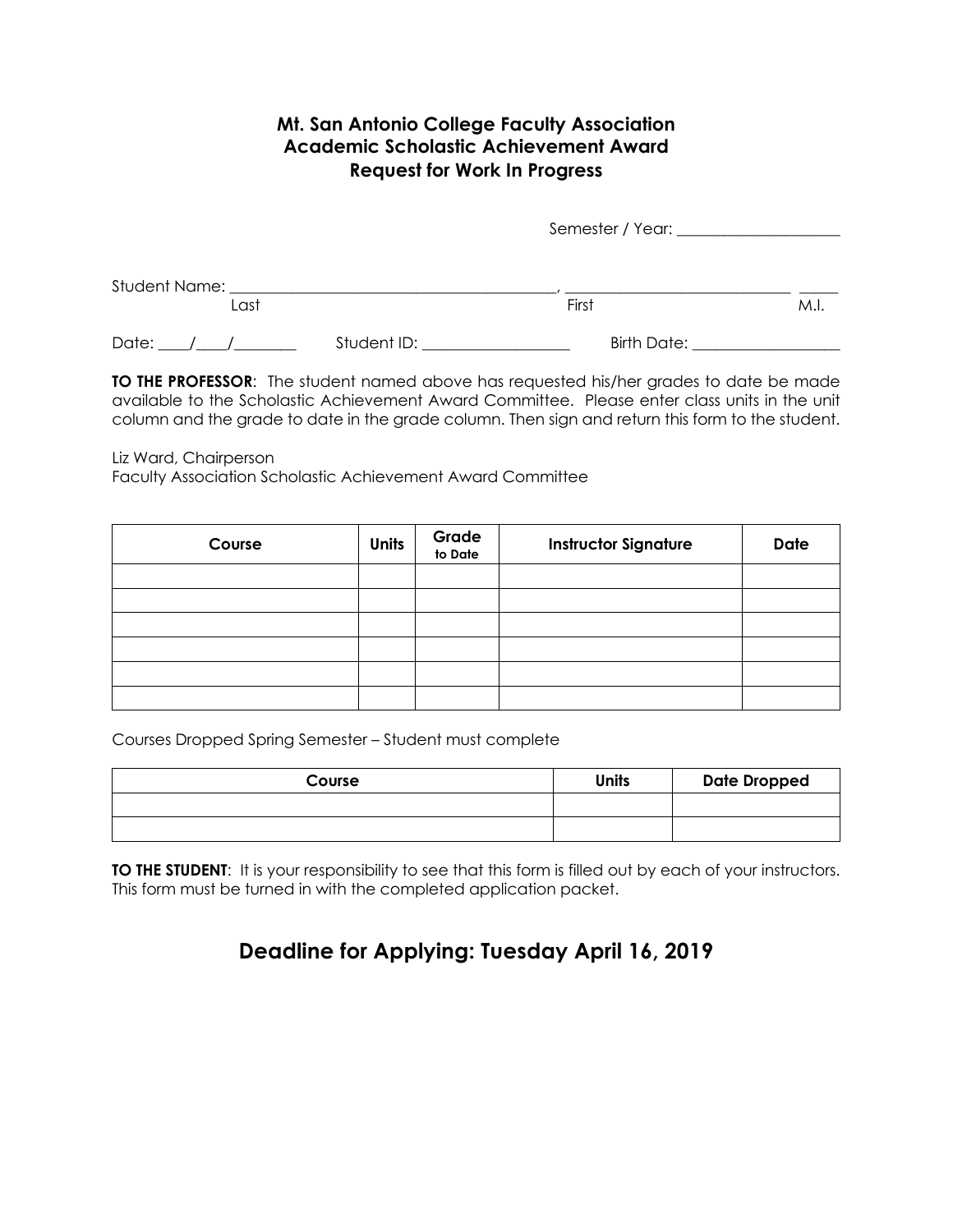**Mt. San Antonio College Faculty Association**
**Academic Scholastic Achievement Award**
**Request for Work In Progress**

Semester / Year: ____________________

Student Name: ________________________________________, ____________________________ _____
Last First M.I.

Date: ____/____/________ Student ID: __________________ Birth Date: __________________

**TO THE PROFESSOR**: The student named above has requested his/her grades to date be made available to the Scholastic Achievement Award Committee. Please enter class units in the unit column and the grade to date in the grade column. Then sign and return this form to the student.

Liz Ward, Chairperson
Faculty Association Scholastic Achievement Award Committee

| Course | Units | Grade to Date | Instructor Signature | Date |
|---|---|---|---|---|
| | | | | |
| | | | | |
| | | | | |
| | | | | |
| | | | | |
| | | | | |

Courses Dropped Spring Semester – Student must complete

| Course | Units | Date Dropped |
|---|---|---|
| | | |
| | | |

**TO THE STUDENT**: It is your responsibility to see that this form is filled out by each of your instructors. This form must be turned in with the completed application packet.

## Deadline for Applying: Tuesday April 16, 2019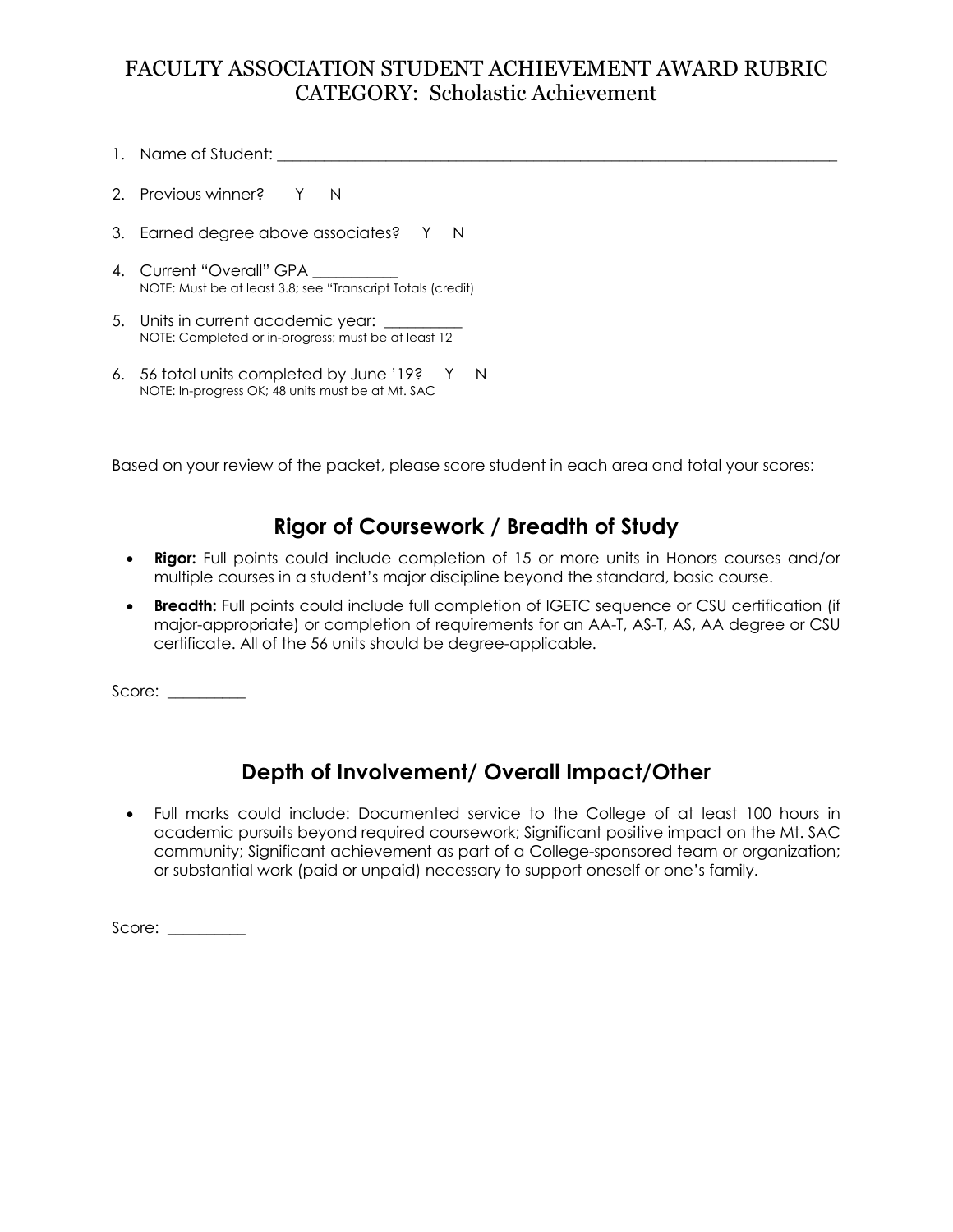# FACULTY ASSOCIATION STUDENT ACHIEVEMENT AWARD RUBRIC
## CATEGORY: Scholastic Achievement

1. Name of Student: ______________________________________________________________

2. Previous winner? Y N

3. Earned degree above associates? Y N

4. Current "Overall" GPA __________
   NOTE: Must be at least 3.8; see "Transcript Totals (credit)

5. Units in current academic year: _________
   NOTE: Completed or in-progress; must be at least 12

6. 56 total units completed by June '19? Y N
   NOTE: In-progress OK; 48 units must be at Mt. SAC

Based on your review of the packet, please score student in each area and total your scores:

## Rigor of Coursework / Breadth of Study

- **Rigor:** Full points could include completion of 15 or more units in Honors courses and/or multiple courses in a student's major discipline beyond the standard, basic course.
- **Breadth:** Full points could include full completion of IGETC sequence or CSU certification (if major-appropriate) or completion of requirements for an AA-T, AS-T, AS, AA degree or CSU certificate. All of the 56 units should be degree-applicable.

Score: __________

## Depth of Involvement/ Overall Impact/Other

- Full marks could include: Documented service to the College of at least 100 hours in academic pursuits beyond required coursework; Significant positive impact on the Mt. SAC community; Significant achievement as part of a College-sponsored team or organization; or substantial work (paid or unpaid) necessary to support oneself or one's family.

Score: __________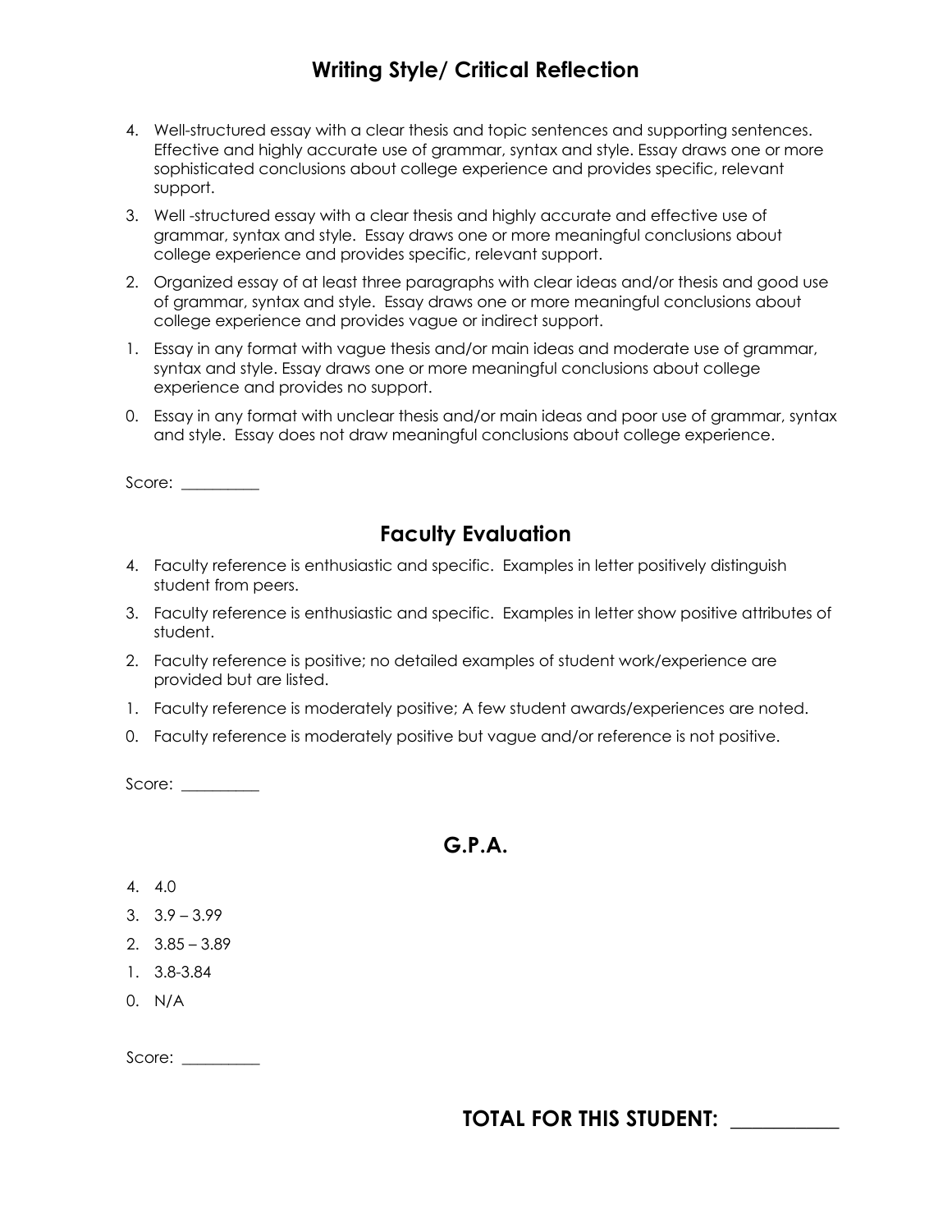## Writing Style/ Critical Reflection

4. Well-structured essay with a clear thesis and topic sentences and supporting sentences. Effective and highly accurate use of grammar, syntax and style. Essay draws one or more sophisticated conclusions about college experience and provides specific, relevant support.
3. Well -structured essay with a clear thesis and highly accurate and effective use of grammar, syntax and style. Essay draws one or more meaningful conclusions about college experience and provides specific, relevant support.
2. Organized essay of at least three paragraphs with clear ideas and/or thesis and good use of grammar, syntax and style. Essay draws one or more meaningful conclusions about college experience and provides vague or indirect support.
1. Essay in any format with vague thesis and/or main ideas and moderate use of grammar, syntax and style. Essay draws one or more meaningful conclusions about college experience and provides no support.
0. Essay in any format with unclear thesis and/or main ideas and poor use of grammar, syntax and style. Essay does not draw meaningful conclusions about college experience.

Score: __________

## Faculty Evaluation

4. Faculty reference is enthusiastic and specific. Examples in letter positively distinguish student from peers.
3. Faculty reference is enthusiastic and specific. Examples in letter show positive attributes of student.
2. Faculty reference is positive; no detailed examples of student work/experience are provided but are listed.
1. Faculty reference is moderately positive; A few student awards/experiences are noted.
0. Faculty reference is moderately positive but vague and/or reference is not positive.

Score: __________

## G.P.A.

4. 4.0
3. 3.9 – 3.99
2. 3.85 – 3.89
1. 3.8-3.84
0. N/A

Score: __________

**TOTAL FOR THIS STUDENT: ___________**